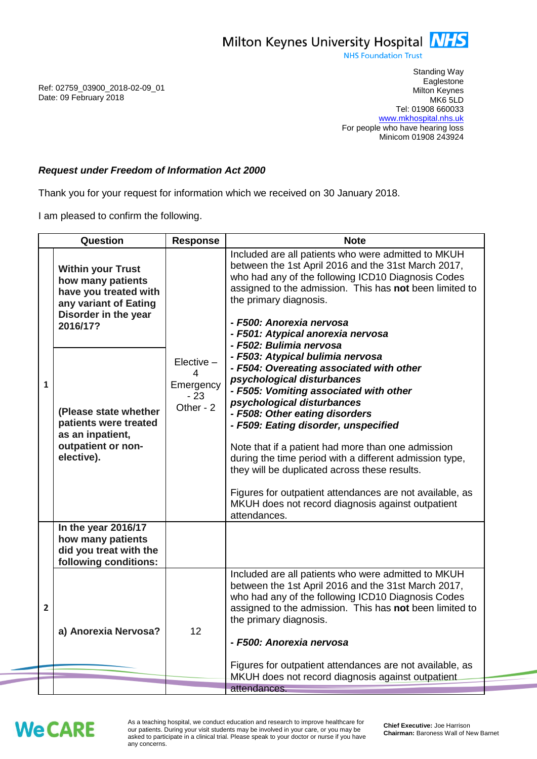Milton Keynes University Hospital NHS
NHS Foundation Trust

Standing Way
Eaglestone
Milton Keynes
MK6 5LD
Tel: 01908 660033
www.mkhospital.nhs.uk
For people who have hearing loss
Minicom 01908 243924

Ref: 02759_03900_2018-02-09_01
Date: 09 February 2018

***Request under Freedom of Information Act 2000***

Thank you for your request for information which we received on 30 January 2018.

I am pleased to confirm the following.

| | Question | Response | Note |
|---|---|---|---|
| 1 | **Within your Trust how many patients have you treated with any variant of Eating Disorder in the year 2016/17?** **(Please state whether patients were treated as an inpatient, outpatient or non-elective).** | Elective – 4 Emergency - 23 Other - 2 | Included are all patients who were admitted to MKUH between the 1st April 2016 and the 31st March 2017, who had any of the following ICD10 Diagnosis Codes assigned to the admission. This has **not** been limited to the primary diagnosis. ***- F500: Anorexia nervosa*** ***- F501: Atypical anorexia nervosa*** ***- F502: Bulimia nervosa*** ***- F503: Atypical bulimia nervosa*** ***- F504: Overeating associated with other psychological disturbances*** ***- F505: Vomiting associated with other psychological disturbances*** ***- F508: Other eating disorders*** ***- F509: Eating disorder, unspecified*** Note that if a patient had more than one admission during the time period with a different admission type, they will be duplicated across these results. Figures for outpatient attendances are not available, as MKUH does not record diagnosis against outpatient attendances. |
| 2 | **In the year 2016/17 how many patients did you treat with the following conditions:** | | |
| | **a) Anorexia Nervosa?** | 12 | Included are all patients who were admitted to MKUH between the 1st April 2016 and the 31st March 2017, who had any of the following ICD10 Diagnosis Codes assigned to the admission. This has **not** been limited to the primary diagnosis. ***- F500: Anorexia nervosa*** Figures for outpatient attendances are not available, as MKUH does not record diagnosis against outpatient attendances. |

WeCARE

As a teaching hospital, we conduct education and research to improve healthcare for our patients. During your visit students may be involved in your care, or you may be asked to participate in a clinical trial. Please speak to your doctor or nurse if you have any concerns.

**Chief Executive:** Joe Harrison
**Chairman:** Baroness Wall of New Barnet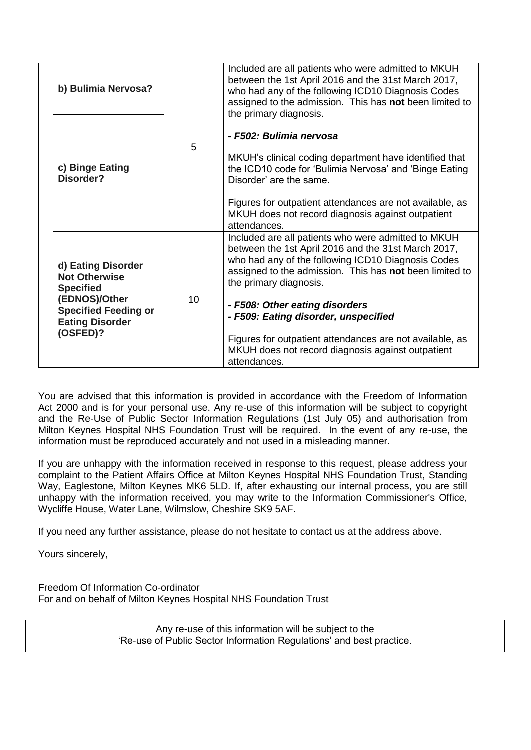| | | | |
|---|---|---|---|
| | **b) Bulimia Nervosa?** | 5 | Included are all patients who were admitted to MKUH between the 1st April 2016 and the 31st March 2017, who had any of the following ICD10 Diagnosis Codes assigned to the admission. This has **not** been limited to the primary diagnosis.<br><br>***- F502: Bulimia nervosa***<br><br>MKUH's clinical coding department have identified that the ICD10 code for 'Bulimia Nervosa' and 'Binge Eating Disorder' are the same.<br><br>Figures for outpatient attendances are not available, as MKUH does not record diagnosis against outpatient attendances. |
| | **c) Binge Eating Disorder?** | | |
| | **d) Eating Disorder Not Otherwise Specified (EDNOS)/Other Specified Feeding or Eating Disorder (OSFED)?** | 10 | Included are all patients who were admitted to MKUH between the 1st April 2016 and the 31st March 2017, who had any of the following ICD10 Diagnosis Codes assigned to the admission. This has **not** been limited to the primary diagnosis.<br><br>***- F508: Other eating disorders***<br>***- F509: Eating disorder, unspecified***<br><br>Figures for outpatient attendances are not available, as MKUH does not record diagnosis against outpatient attendances. |

You are advised that this information is provided in accordance with the Freedom of Information Act 2000 and is for your personal use. Any re-use of this information will be subject to copyright and the Re-Use of Public Sector Information Regulations (1st July 05) and authorisation from Milton Keynes Hospital NHS Foundation Trust will be required. In the event of any re-use, the information must be reproduced accurately and not used in a misleading manner.

If you are unhappy with the information received in response to this request, please address your complaint to the Patient Affairs Office at Milton Keynes Hospital NHS Foundation Trust, Standing Way, Eaglestone, Milton Keynes MK6 5LD. If, after exhausting our internal process, you are still unhappy with the information received, you may write to the Information Commissioner's Office, Wycliffe House, Water Lane, Wilmslow, Cheshire SK9 5AF.

If you need any further assistance, please do not hesitate to contact us at the address above.

Yours sincerely,

Freedom Of Information Co-ordinator
For and on behalf of Milton Keynes Hospital NHS Foundation Trust

Any re-use of this information will be subject to the
'Re-use of Public Sector Information Regulations' and best practice.